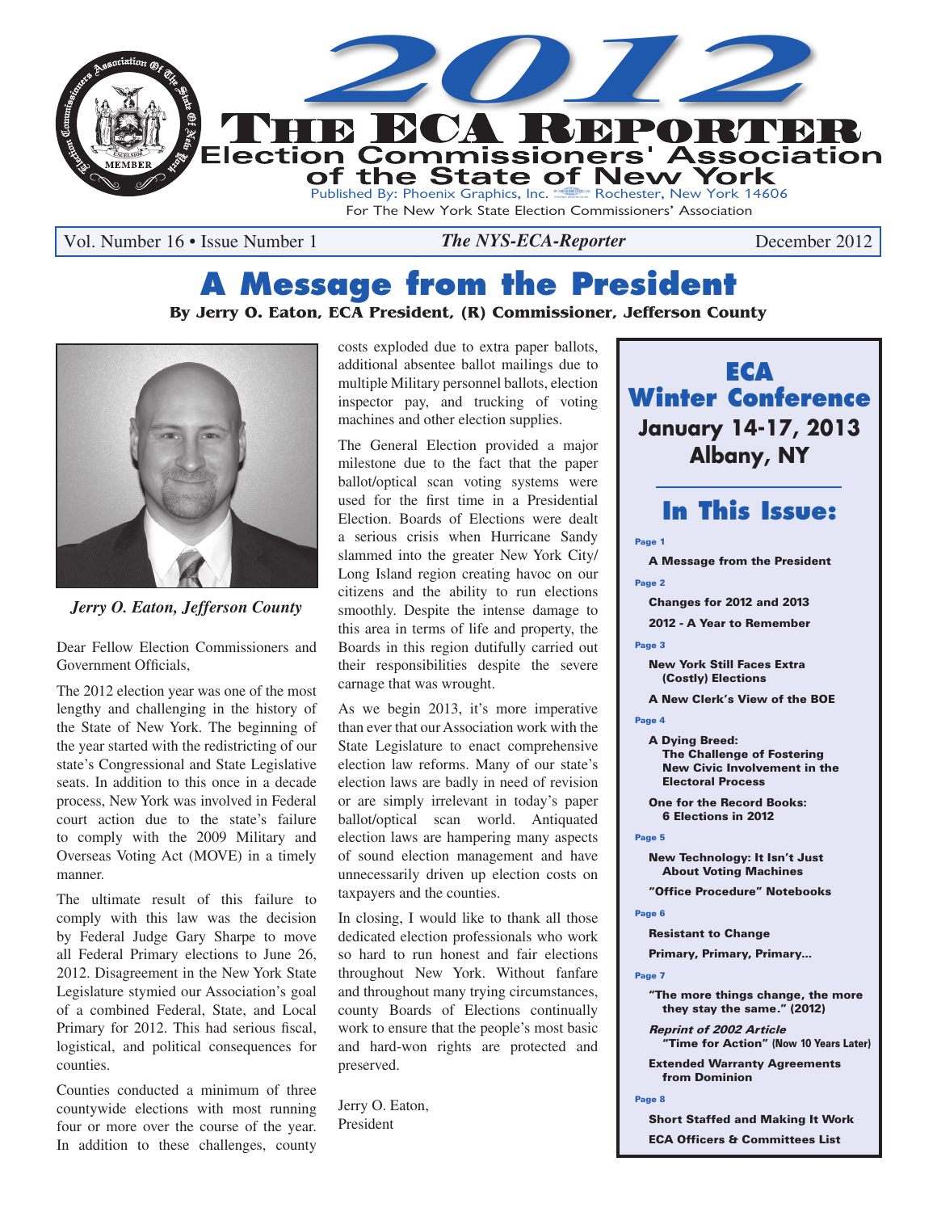# 2012 The ECA Reporter

## Election Commissioners' Association of the State of New York

Published By: Phoenix Graphics, Inc. Rochester, New York 14606

For The New York State Election Commissioners' Association

Vol. Number 16 • Issue Number 1 | *The NYS-ECA-Reporter* | December 2012

# A Message from the President

**By Jerry O. Eaton, ECA President, (R) Commissioner, Jefferson County**

*Jerry O. Eaton, Jefferson County*

Dear Fellow Election Commissioners and Government Officials,

The 2012 election year was one of the most lengthy and challenging in the history of the State of New York. The beginning of the year started with the redistricting of our state's Congressional and State Legislative seats. In addition to this once in a decade process, New York was involved in Federal court action due to the state's failure to comply with the 2009 Military and Overseas Voting Act (MOVE) in a timely manner.

The ultimate result of this failure to comply with this law was the decision by Federal Judge Gary Sharpe to move all Federal Primary elections to June 26, 2012. Disagreement in the New York State Legislature stymied our Association's goal of a combined Federal, State, and Local Primary for 2012. This had serious fiscal, logistical, and political consequences for counties.

Counties conducted a minimum of three countywide elections with most running four or more over the course of the year. In addition to these challenges, county costs exploded due to extra paper ballots, additional absentee ballot mailings due to multiple Military personnel ballots, election inspector pay, and trucking of voting machines and other election supplies.

The General Election provided a major milestone due to the fact that the paper ballot/optical scan voting systems were used for the first time in a Presidential Election. Boards of Elections were dealt a serious crisis when Hurricane Sandy slammed into the greater New York City/ Long Island region creating havoc on our citizens and the ability to run elections smoothly. Despite the intense damage to this area in terms of life and property, the Boards in this region dutifully carried out their responsibilities despite the severe carnage that was wrought.

As we begin 2013, it's more imperative than ever that our Association work with the State Legislature to enact comprehensive election law reforms. Many of our state's election laws are badly in need of revision or are simply irrelevant in today's paper ballot/optical scan world. Antiquated election laws are hampering many aspects of sound election management and have unnecessarily driven up election costs on taxpayers and the counties.

In closing, I would like to thank all those dedicated election professionals who work so hard to run honest and fair elections throughout New York. Without fanfare and throughout many trying circumstances, county Boards of Elections continually work to ensure that the people's most basic and hard-won rights are protected and preserved.

Jerry O. Eaton,
President

---

## ECA Winter Conference

**January 14-17, 2013**
**Albany, NY**

## In This Issue:

**Page 1**
- A Message from the President

**Page 2**
- Changes for 2012 and 2013
- 2012 - A Year to Remember

**Page 3**
- New York Still Faces Extra (Costly) Elections
- A New Clerk's View of the BOE

**Page 4**
- A Dying Breed: The Challenge of Fostering New Civic Involvement in the Electoral Process
- One for the Record Books: 6 Elections in 2012

**Page 5**
- New Technology: It Isn't Just About Voting Machines
- "Office Procedure" Notebooks

**Page 6**
- Resistant to Change
- Primary, Primary, Primary...

**Page 7**
- "The more things change, the more they stay the same." (2012)
- *Reprint of 2002 Article* "Time for Action" (Now 10 Years Later)
- Extended Warranty Agreements from Dominion

**Page 8**
- Short Staffed and Making It Work
- ECA Officers & Committees List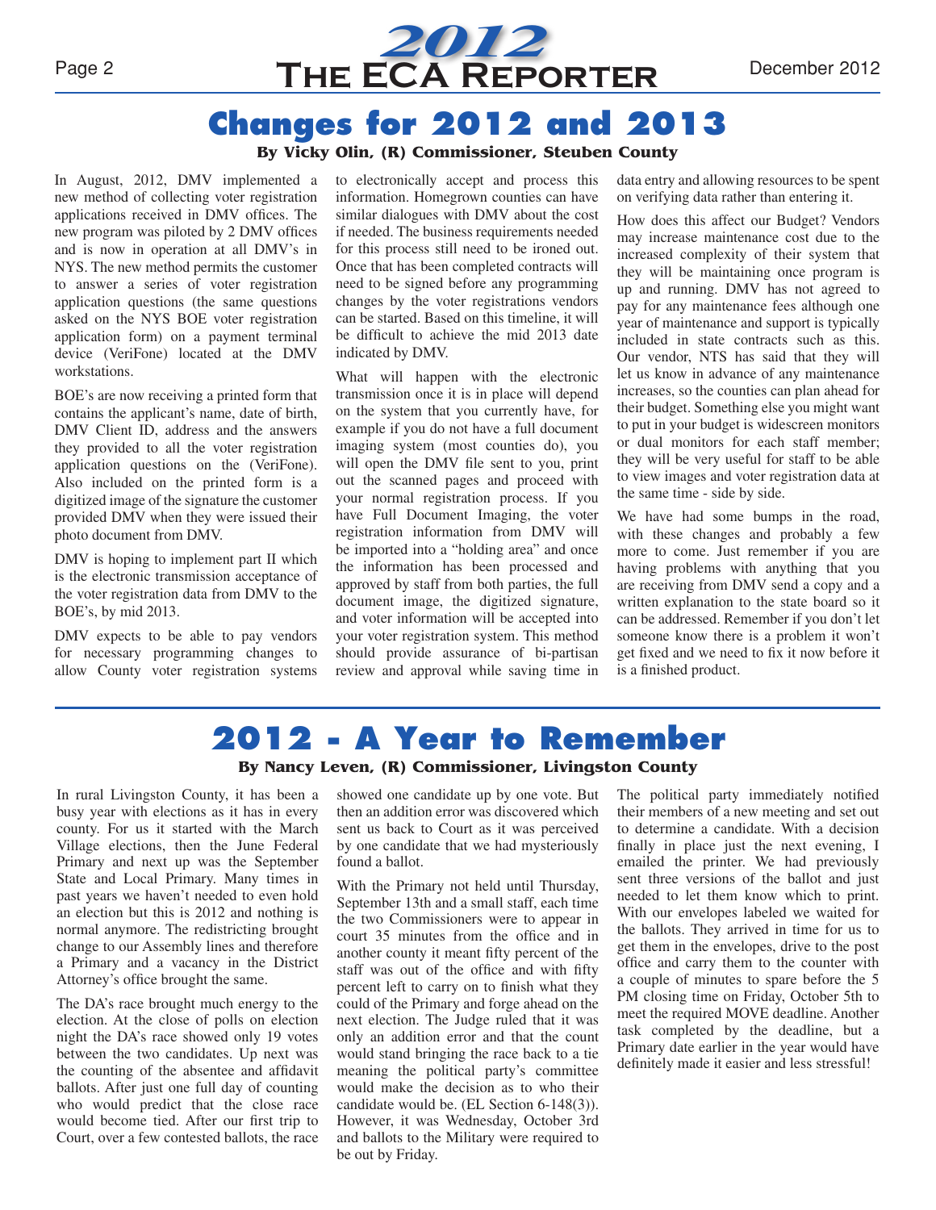# Changes for 2012 and 2013

**By Vicky Olin, (R) Commissioner, Steuben County**

In August, 2012, DMV implemented a new method of collecting voter registration applications received in DMV offices. The new program was piloted by 2 DMV offices and is now in operation at all DMV's in NYS. The new method permits the customer to answer a series of voter registration application questions (the same questions asked on the NYS BOE voter registration application form) on a payment terminal device (VeriFone) located at the DMV workstations.

BOE's are now receiving a printed form that contains the applicant's name, date of birth, DMV Client ID, address and the answers they provided to all the voter registration application questions on the (VeriFone). Also included on the printed form is a digitized image of the signature the customer provided DMV when they were issued their photo document from DMV.

DMV is hoping to implement part II which is the electronic transmission acceptance of the voter registration data from DMV to the BOE's, by mid 2013.

DMV expects to be able to pay vendors for necessary programming changes to allow County voter registration systems to electronically accept and process this information. Homegrown counties can have similar dialogues with DMV about the cost if needed. The business requirements needed for this process still need to be ironed out. Once that has been completed contracts will need to be signed before any programming changes by the voter registrations vendors can be started. Based on this timeline, it will be difficult to achieve the mid 2013 date indicated by DMV.

What will happen with the electronic transmission once it is in place will depend on the system that you currently have, for example if you do not have a full document imaging system (most counties do), you will open the DMV file sent to you, print out the scanned pages and proceed with your normal registration process. If you have Full Document Imaging, the voter registration information from DMV will be imported into a "holding area" and once the information has been processed and approved by staff from both parties, the full document image, the digitized signature, and voter information will be accepted into your voter registration system. This method should provide assurance of bi-partisan review and approval while saving time in data entry and allowing resources to be spent on verifying data rather than entering it.

How does this affect our Budget? Vendors may increase maintenance cost due to the increased complexity of their system that they will be maintaining once program is up and running. DMV has not agreed to pay for any maintenance fees although one year of maintenance and support is typically included in state contracts such as this. Our vendor, NTS has said that they will let us know in advance of any maintenance increases, so the counties can plan ahead for their budget. Something else you might want to put in your budget is widescreen monitors or dual monitors for each staff member; they will be very useful for staff to be able to view images and voter registration data at the same time - side by side.

We have had some bumps in the road, with these changes and probably a few more to come. Just remember if you are having problems with anything that you are receiving from DMV send a copy and a written explanation to the state board so it can be addressed. Remember if you don't let someone know there is a problem it won't get fixed and we need to fix it now before it is a finished product.

# 2012 - A Year to Remember

**By Nancy Leven, (R) Commissioner, Livingston County**

In rural Livingston County, it has been a busy year with elections as it has in every county. For us it started with the March Village elections, then the June Federal Primary and next up was the September State and Local Primary. Many times in past years we haven't needed to even hold an election but this is 2012 and nothing is normal anymore. The redistricting brought change to our Assembly lines and therefore a Primary and a vacancy in the District Attorney's office brought the same.

The DA's race brought much energy to the election. At the close of polls on election night the DA's race showed only 19 votes between the two candidates. Up next was the counting of the absentee and affidavit ballots. After just one full day of counting who would predict that the close race would become tied. After our first trip to Court, over a few contested ballots, the race showed one candidate up by one vote. But then an addition error was discovered which sent us back to Court as it was perceived by one candidate that we had mysteriously found a ballot.

With the Primary not held until Thursday, September 13th and a small staff, each time the two Commissioners were to appear in court 35 minutes from the office and in another county it meant fifty percent of the staff was out of the office and with fifty percent left to carry on to finish what they could of the Primary and forge ahead on the next election. The Judge ruled that it was only an addition error and that the count would stand bringing the race back to a tie meaning the political party's committee would make the decision as to who their candidate would be. (EL Section 6-148(3)). However, it was Wednesday, October 3rd and ballots to the Military were required to be out by Friday.

The political party immediately notified their members of a new meeting and set out to determine a candidate. With a decision finally in place just the next evening, I emailed the printer. We had previously sent three versions of the ballot and just needed to let them know which to print. With our envelopes labeled we waited for the ballots. They arrived in time for us to get them in the envelopes, drive to the post office and carry them to the counter with a couple of minutes to spare before the 5 PM closing time on Friday, October 5th to meet the required MOVE deadline. Another task completed by the deadline, but a Primary date earlier in the year would have definitely made it easier and less stressful!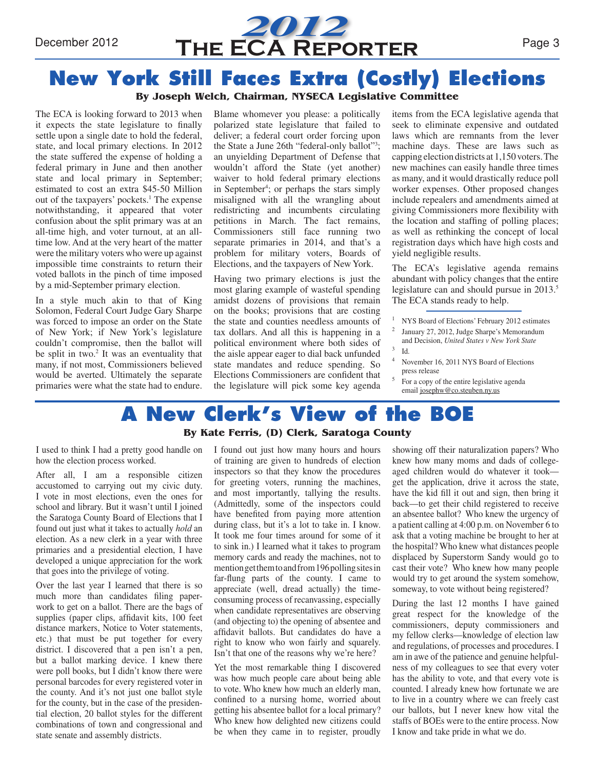# New York Still Faces Extra (Costly) Elections

**By Joseph Welch, Chairman, NYSECA Legislative Committee**

The ECA is looking forward to 2013 when it expects the state legislature to finally settle upon a single date to hold the federal, state, and local primary elections. In 2012 the state suffered the expense of holding a federal primary in June and then another state and local primary in September; estimated to cost an extra $45-50 Million out of the taxpayers' pockets.[1] The expense notwithstanding, it appeared that voter confusion about the split primary was at an all-time high, and voter turnout, at an all-time low. And at the very heart of the matter were the military voters who were up against impossible time constraints to return their voted ballots in the pinch of time imposed by a mid-September primary election.

In a style much akin to that of King Solomon, Federal Court Judge Gary Sharpe was forced to impose an order on the State of New York; if New York's legislature couldn't compromise, then the ballot will be split in two.[2] It was an eventuality that many, if not most, Commissioners believed would be averted. Ultimately the separate primaries were what the state had to endure. Blame whomever you please: a politically polarized state legislature that failed to deliver; a federal court order forcing upon the State a June 26th "federal-only ballot"[3]; an unyielding Department of Defense that wouldn't afford the State (yet another) waiver to hold federal primary elections in September[4]; or perhaps the stars simply misaligned with all the wrangling about redistricting and incumbents circulating petitions in March. The fact remains, Commissioners still face running two separate primaries in 2014, and that's a problem for military voters, Boards of Elections, and the taxpayers of New York.

Having two primary elections is just the most glaring example of wasteful spending amidst dozens of provisions that remain on the books; provisions that are costing the state and counties needless amounts of tax dollars. And all this is happening in a political environment where both sides of the aisle appear eager to dial back unfunded state mandates and reduce spending. So Elections Commissioners are confident that the legislature will pick some key agenda items from the ECA legislative agenda that seek to eliminate expensive and outdated laws which are remnants from the lever machine days. These are laws such as capping election districts at 1,150 voters. The new machines can easily handle three times as many, and it would drastically reduce poll worker expenses. Other proposed changes include repealers and amendments aimed at giving Commissioners more flexibility with the location and staffing of polling places; as well as rethinking the concept of local registration days which have high costs and yield negligible results.

The ECA's legislative agenda remains abundant with policy changes that the entire legislature can and should pursue in 2013.[5] The ECA stands ready to help.

---

1 NYS Board of Elections' February 2012 estimates

2 January 27, 2012, Judge Sharpe's Memorandum and Decision, *United States v New York State*

3 Id.

4 November 16, 2011 NYS Board of Elections press release

5 For a copy of the entire legislative agenda email josephw@co.steuben.ny.us

# A New Clerk's View of the BOE

**By Kate Ferris, (D) Clerk, Saratoga County**

I used to think I had a pretty good handle on how the election process worked.

After all, I am a responsible citizen accustomed to carrying out my civic duty. I vote in most elections, even the ones for school and library. But it wasn't until I joined the Saratoga County Board of Elections that I found out just what it takes to actually *hold* an election. As a new clerk in a year with three primaries and a presidential election, I have developed a unique appreciation for the work that goes into the privilege of voting.

Over the last year I learned that there is so much more than candidates filing paperwork to get on a ballot. There are the bags of supplies (paper clips, affidavit kits, 100 feet distance markers, Notice to Voter statements, etc.) that must be put together for every district. I discovered that a pen isn't a pen, but a ballot marking device. I knew there were poll books, but I didn't know there were personal barcodes for every registered voter in the county. And it's not just one ballot style for the county, but in the case of the presidential election, 20 ballot styles for the different combinations of town and congressional and state senate and assembly districts.

I found out just how many hours and hours of training are given to hundreds of election inspectors so that they know the procedures for greeting voters, running the machines, and most importantly, tallying the results. (Admittedly, some of the inspectors could have benefited from paying more attention during class, but it's a lot to take in. I know. It took me four times around for some of it to sink in.) I learned what it takes to program memory cards and ready the machines, not to mention get them to and from 196 polling sites in far-flung parts of the county. I came to appreciate (well, dread actually) the time-consuming process of recanvassing, especially when candidate representatives are observing (and objecting to) the opening of absentee and affidavit ballots. But candidates do have a right to know who won fairly and squarely. Isn't that one of the reasons why we're here?

Yet the most remarkable thing I discovered was how much people care about being able to vote. Who knew how much an elderly man, confined to a nursing home, worried about getting his absentee ballot for a local primary? Who knew how delighted new citizens could be when they came in to register, proudly showing off their naturalization papers? Who knew how many moms and dads of college-aged children would do whatever it took—get the application, drive it across the state, have the kid fill it out and sign, then bring it back—to get their child registered to receive an absentee ballot? Who knew the urgency of a patient calling at 4:00 p.m. on November 6 to ask that a voting machine be brought to her at the hospital? Who knew what distances people displaced by Superstorm Sandy would go to cast their vote? Who knew how many people would try to get around the system somehow, someway, to vote without being registered?

During the last 12 months I have gained great respect for the knowledge of the commissioners, deputy commissioners and my fellow clerks—knowledge of election law and regulations, of processes and procedures. I am in awe of the patience and genuine helpfulness of my colleagues to see that every voter has the ability to vote, and that every vote is counted. I already knew how fortunate we are to live in a country where we can freely cast our ballots, but I never knew how vital the staffs of BOEs were to the entire process. Now I know and take pride in what we do.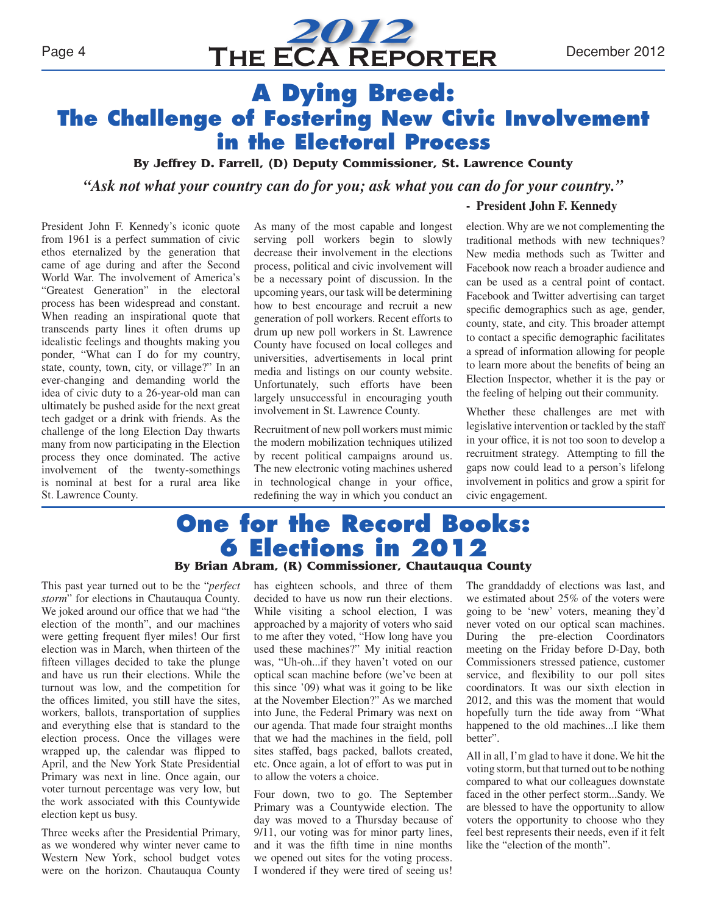# A Dying Breed: The Challenge of Fostering New Civic Involvement in the Electoral Process

**By Jeffrey D. Farrell, (D) Deputy Commissioner, St. Lawrence County**

*"Ask not what your country can do for you; ask what you can do for your country."*

**- President John F. Kennedy**

President John F. Kennedy's iconic quote from 1961 is a perfect summation of civic ethos eternalized by the generation that came of age during and after the Second World War. The involvement of America's "Greatest Generation" in the electoral process has been widespread and constant. When reading an inspirational quote that transcends party lines it often drums up idealistic feelings and thoughts making you ponder, "What can I do for my country, state, county, town, city, or village?" In an ever-changing and demanding world the idea of civic duty to a 26-year-old man can ultimately be pushed aside for the next great tech gadget or a drink with friends. As the challenge of the long Election Day thwarts many from now participating in the Election process they once dominated. The active involvement of the twenty-somethings is nominal at best for a rural area like St. Lawrence County.

As many of the most capable and longest serving poll workers begin to slowly decrease their involvement in the elections process, political and civic involvement will be a necessary point of discussion. In the upcoming years, our task will be determining how to best encourage and recruit a new generation of poll workers. Recent efforts to drum up new poll workers in St. Lawrence County have focused on local colleges and universities, advertisements in local print media and listings on our county website. Unfortunately, such efforts have been largely unsuccessful in encouraging youth involvement in St. Lawrence County.

Recruitment of new poll workers must mimic the modern mobilization techniques utilized by recent political campaigns around us. The new electronic voting machines ushered in technological change in your office, redefining the way in which you conduct an election. Why are we not complementing the traditional methods with new techniques? New media methods such as Twitter and Facebook now reach a broader audience and can be used as a central point of contact. Facebook and Twitter advertising can target specific demographics such as age, gender, county, state, and city. This broader attempt to contact a specific demographic facilitates a spread of information allowing for people to learn more about the benefits of being an Election Inspector, whether it is the pay or the feeling of helping out their community.

Whether these challenges are met with legislative intervention or tackled by the staff in your office, it is not too soon to develop a recruitment strategy. Attempting to fill the gaps now could lead to a person's lifelong involvement in politics and grow a spirit for civic engagement.

# One for the Record Books: 6 Elections in 2012

**By Brian Abram, (R) Commissioner, Chautauqua County**

This past year turned out to be the "*perfect storm*" for elections in Chautauqua County. We joked around our office that we had "the election of the month", and our machines were getting frequent flyer miles! Our first election was in March, when thirteen of the fifteen villages decided to take the plunge and have us run their elections. While the turnout was low, and the competition for the offices limited, you still have the sites, workers, ballots, transportation of supplies and everything else that is standard to the election process. Once the villages were wrapped up, the calendar was flipped to April, and the New York State Presidential Primary was next in line. Once again, our voter turnout percentage was very low, but the work associated with this Countywide election kept us busy.

Three weeks after the Presidential Primary, as we wondered why winter never came to Western New York, school budget votes were on the horizon. Chautauqua County has eighteen schools, and three of them decided to have us now run their elections. While visiting a school election, I was approached by a majority of voters who said to me after they voted, "How long have you used these machines?" My initial reaction was, "Uh-oh...if they haven't voted on our optical scan machine before (we've been at this since '09) what was it going to be like at the November Election?" As we marched into June, the Federal Primary was next on our agenda. That made four straight months that we had the machines in the field, poll sites staffed, bags packed, ballots created, etc. Once again, a lot of effort to was put in to allow the voters a choice.

Four down, two to go. The September Primary was a Countywide election. The day was moved to a Thursday because of 9/11, our voting was for minor party lines, and it was the fifth time in nine months we opened out sites for the voting process. I wondered if they were tired of seeing us!

The granddaddy of elections was last, and we estimated about 25% of the voters were going to be 'new' voters, meaning they'd never voted on our optical scan machines. During the pre-election Coordinators meeting on the Friday before D-Day, both Commissioners stressed patience, customer service, and flexibility to our poll sites coordinators. It was our sixth election in 2012, and this was the moment that would hopefully turn the tide away from "What happened to the old machines...I like them better".

All in all, I'm glad to have it done. We hit the voting storm, but that turned out to be nothing compared to what our colleagues downstate faced in the other perfect storm...Sandy. We are blessed to have the opportunity to allow voters the opportunity to choose who they feel best represents their needs, even if it felt like the "election of the month".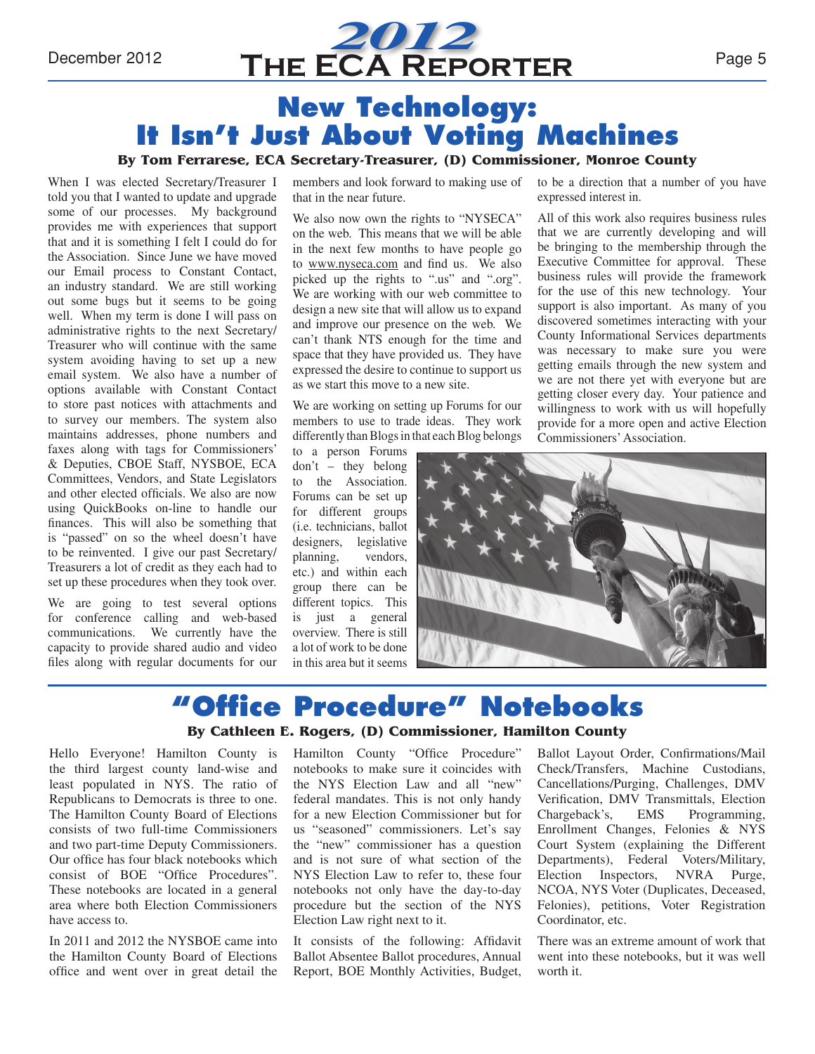# New Technology: It Isn't Just About Voting Machines

**By Tom Ferrarese, ECA Secretary-Treasurer, (D) Commissioner, Monroe County**

When I was elected Secretary/Treasurer I told you that I wanted to update and upgrade some of our processes. My background provides me with experiences that support that and it is something I felt I could do for the Association. Since June we have moved our Email process to Constant Contact, an industry standard. We are still working out some bugs but it seems to be going well. When my term is done I will pass on administrative rights to the next Secretary/Treasurer who will continue with the same system avoiding having to set up a new email system. We also have a number of options available with Constant Contact to store past notices with attachments and to survey our members. The system also maintains addresses, phone numbers and faxes along with tags for Commissioners' & Deputies, CBOE Staff, NYSBOE, ECA Committees, Vendors, and State Legislators and other elected officials. We also are now using QuickBooks on-line to handle our finances. This will also be something that is "passed" on so the wheel doesn't have to be reinvented. I give our past Secretary/Treasurers a lot of credit as they each had to set up these procedures when they took over.

We are going to test several options for conference calling and web-based communications. We currently have the capacity to provide shared audio and video files along with regular documents for our members and look forward to making use of that in the near future.

We also now own the rights to "NYSECA" on the web. This means that we will be able in the next few months to have people go to www.nyseca.com and find us. We also picked up the rights to ".us" and ".org". We are working with our web committee to design a new site that will allow us to expand and improve our presence on the web. We can't thank NTS enough for the time and space that they have provided us. They have expressed the desire to continue to support us as we start this move to a new site.

We are working on setting up Forums for our members to use to trade ideas. They work differently than Blogs in that each Blog belongs to a person Forums don't – they belong to the Association. Forums can be set up for different groups (i.e. technicians, ballot designers, legislative planning, vendors, etc.) and within each group there can be different topics. This is just a general overview. There is still a lot of work to be done in this area but it seems to be a direction that a number of you have expressed interest in.

All of this work also requires business rules that we are currently developing and will be bringing to the membership through the Executive Committee for approval. These business rules will provide the framework for the use of this new technology. Your support is also important. As many of you discovered sometimes interacting with your County Informational Services departments was necessary to make sure you were getting emails through the new system and we are not there yet with everyone but are getting closer every day. Your patience and willingness to work with us will hopefully provide for a more open and active Election Commissioners' Association.

# "Office Procedure" Notebooks

**By Cathleen E. Rogers, (D) Commissioner, Hamilton County**

Hello Everyone! Hamilton County is the third largest county land-wise and least populated in NYS. The ratio of Republicans to Democrats is three to one. The Hamilton County Board of Elections consists of two full-time Commissioners and two part-time Deputy Commissioners. Our office has four black notebooks which consist of BOE "Office Procedures". These notebooks are located in a general area where both Election Commissioners have access to.

In 2011 and 2012 the NYSBOE came into the Hamilton County Board of Elections office and went over in great detail the Hamilton County "Office Procedure" notebooks to make sure it coincides with the NYS Election Law and all "new" federal mandates. This is not only handy for a new Election Commissioner but for us "seasoned" commissioners. Let's say the "new" commissioner has a question and is not sure of what section of the NYS Election Law to refer to, these four notebooks not only have the day-to-day procedure but the section of the NYS Election Law right next to it.

It consists of the following: Affidavit Ballot Absentee Ballot procedures, Annual Report, BOE Monthly Activities, Budget, Ballot Layout Order, Confirmations/Mail Check/Transfers, Machine Custodians, Cancellations/Purging, Challenges, DMV Verification, DMV Transmittals, Election Chargeback's, EMS Programming, Enrollment Changes, Felonies & NYS Court System (explaining the Different Departments), Federal Voters/Military, Election Inspectors, NVRA Purge, NCOA, NYS Voter (Duplicates, Deceased, Felonies), petitions, Voter Registration Coordinator, etc.

There was an extreme amount of work that went into these notebooks, but it was well worth it.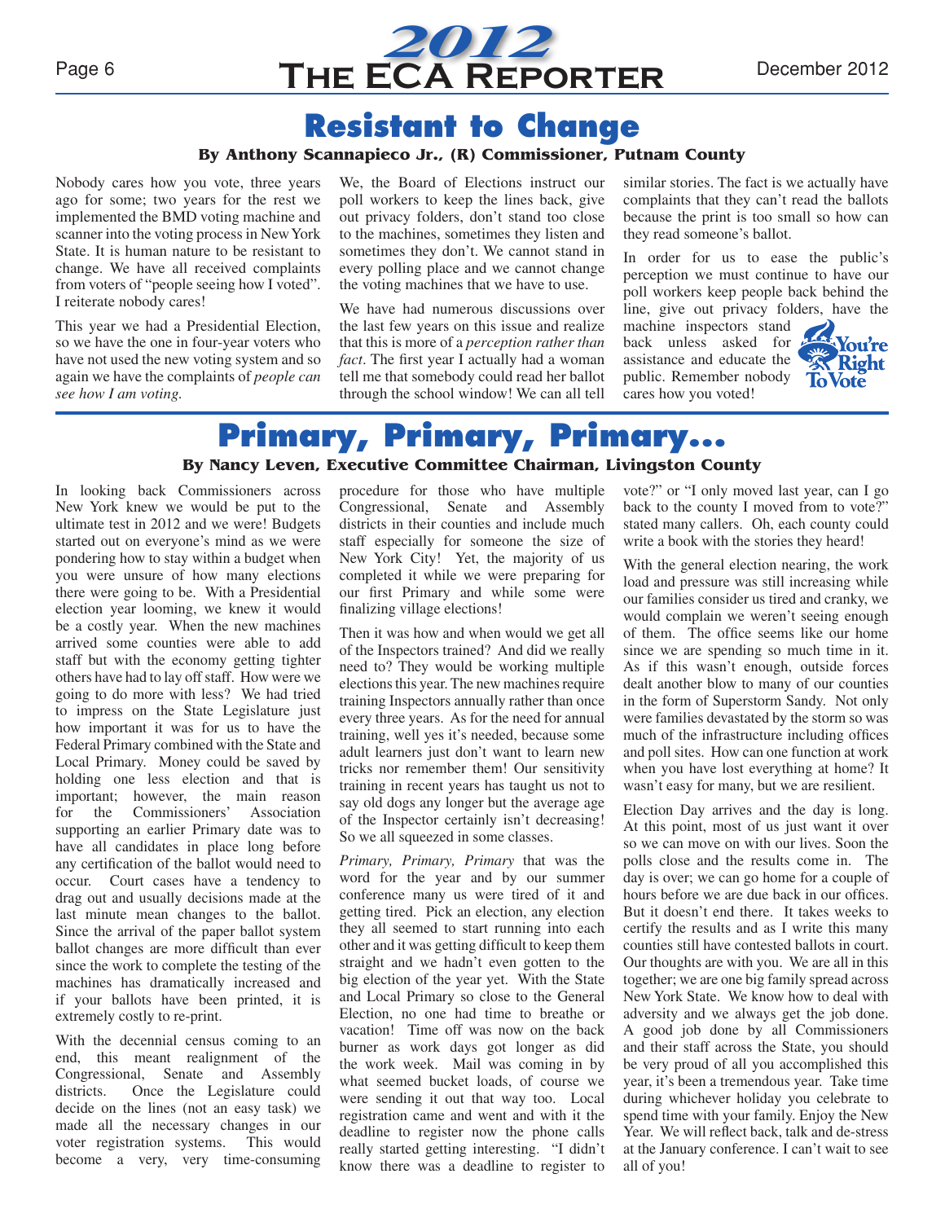# Resistant to Change

**By Anthony Scannapieco Jr., (R) Commissioner, Putnam County**

Nobody cares how you vote, three years ago for some; two years for the rest we implemented the BMD voting machine and scanner into the voting process in New York State. It is human nature to be resistant to change. We have all received complaints from voters of "people seeing how I voted". I reiterate nobody cares!

This year we had a Presidential Election, so we have the one in four-year voters who have not used the new voting system and so again we have the complaints of *people can see how I am voting.*

We, the Board of Elections instruct our poll workers to keep the lines back, give out privacy folders, don't stand too close to the machines, sometimes they listen and sometimes they don't. We cannot stand in every polling place and we cannot change the voting machines that we have to use.

We have had numerous discussions over the last few years on this issue and realize that this is more of a *perception rather than fact*. The first year I actually had a woman tell me that somebody could read her ballot through the school window! We can all tell similar stories. The fact is we actually have complaints that they can't read the ballots because the print is too small so how can they read someone's ballot.

In order for us to ease the public's perception we must continue to have our poll workers keep people back behind the line, give out privacy folders, have the machine inspectors stand back unless asked for assistance and educate the public. Remember nobody cares how you voted!

You're Right To Vote

# Primary, Primary, Primary...

**By Nancy Leven, Executive Committee Chairman, Livingston County**

In looking back Commissioners across New York knew we would be put to the ultimate test in 2012 and we were! Budgets started out on everyone's mind as we were pondering how to stay within a budget when you were unsure of how many elections there were going to be. With a Presidential election year looming, we knew it would be a costly year. When the new machines arrived some counties were able to add staff but with the economy getting tighter others have had to lay off staff. How were we going to do more with less? We had tried to impress on the State Legislature just how important it was for us to have the Federal Primary combined with the State and Local Primary. Money could be saved by holding one less election and that is important; however, the main reason for the Commissioners' Association supporting an earlier Primary date was to have all candidates in place long before any certification of the ballot would need to occur. Court cases have a tendency to drag out and usually decisions made at the last minute mean changes to the ballot. Since the arrival of the paper ballot system ballot changes are more difficult than ever since the work to complete the testing of the machines has dramatically increased and if your ballots have been printed, it is extremely costly to re-print.

With the decennial census coming to an end, this meant realignment of the Congressional, Senate and Assembly districts. Once the Legislature could decide on the lines (not an easy task) we made all the necessary changes in our voter registration systems. This would become a very, very time-consuming procedure for those who have multiple Congressional, Senate and Assembly districts in their counties and include much staff especially for someone the size of New York City! Yet, the majority of us completed it while we were preparing for our first Primary and while some were finalizing village elections!

Then it was how and when would we get all of the Inspectors trained? And did we really need to? They would be working multiple elections this year. The new machines require training Inspectors annually rather than once every three years. As for the need for annual training, well yes it's needed, because some adult learners just don't want to learn new tricks nor remember them! Our sensitivity training in recent years has taught us not to say old dogs any longer but the average age of the Inspector certainly isn't decreasing! So we all squeezed in some classes.

*Primary, Primary, Primary* that was the word for the year and by our summer conference many us were tired of it and getting tired. Pick an election, any election they all seemed to start running into each other and it was getting difficult to keep them straight and we hadn't even gotten to the big election of the year yet. With the State and Local Primary so close to the General Election, no one had time to breathe or vacation! Time off was now on the back burner as work days got longer as did the work week. Mail was coming in by what seemed bucket loads, of course we were sending it out that way too. Local registration came and went and with it the deadline to register now the phone calls really started getting interesting. "I didn't know there was a deadline to register to vote?" or "I only moved last year, can I go back to the county I moved from to vote?" stated many callers. Oh, each county could write a book with the stories they heard!

With the general election nearing, the work load and pressure was still increasing while our families consider us tired and cranky, we would complain we weren't seeing enough of them. The office seems like our home since we are spending so much time in it. As if this wasn't enough, outside forces dealt another blow to many of our counties in the form of Superstorm Sandy. Not only were families devastated by the storm so was much of the infrastructure including offices and poll sites. How can one function at work when you have lost everything at home? It wasn't easy for many, but we are resilient.

Election Day arrives and the day is long. At this point, most of us just want it over so we can move on with our lives. Soon the polls close and the results come in. The day is over; we can go home for a couple of hours before we are due back in our offices. But it doesn't end there. It takes weeks to certify the results and as I write this many counties still have contested ballots in court. Our thoughts are with you. We are all in this together; we are one big family spread across New York State. We know how to deal with adversity and we always get the job done. A good job done by all Commissioners and their staff across the State, you should be very proud of all you accomplished this year, it's been a tremendous year. Take time during whichever holiday you celebrate to spend time with your family. Enjoy the New Year. We will reflect back, talk and de-stress at the January conference. I can't wait to see all of you!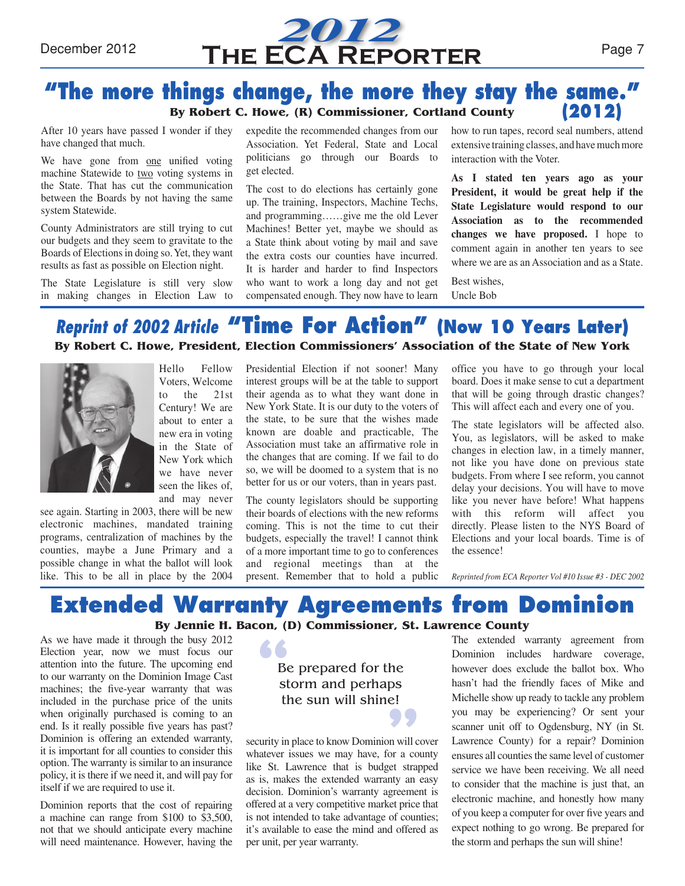# "The more things change, the more they stay the same." (2012)

**By Robert C. Howe, (R) Commissioner, Cortland County**

After 10 years have passed I wonder if they have changed that much.

We have gone from one unified voting machine Statewide to two voting systems in the State. That has cut the communication between the Boards by not having the same system Statewide.

County Administrators are still trying to cut our budgets and they seem to gravitate to the Boards of Elections in doing so. Yet, they want results as fast as possible on Election night.

The State Legislature is still very slow in making changes in Election Law to expedite the recommended changes from our Association. Yet Federal, State and Local politicians go through our Boards to get elected.

The cost to do elections has certainly gone up. The training, Inspectors, Machine Techs, and programming……give me the old Lever Machines! Better yet, maybe we should as a State think about voting by mail and save the extra costs our counties have incurred. It is harder and harder to find Inspectors who want to work a long day and not get compensated enough. They now have to learn how to run tapes, record seal numbers, attend extensive training classes, and have much more interaction with the Voter.

**As I stated ten years ago as your President, it would be great help if the State Legislature would respond to our Association as to the recommended changes we have proposed.** I hope to comment again in another ten years to see where we are as an Association and as a State.

Best wishes,
Uncle Bob

# *Reprint of 2002 Article* "Time For Action" (Now 10 Years Later)

**By Robert C. Howe, President, Election Commissioners' Association of the State of New York**

Hello Fellow Voters, Welcome to the 21st Century! We are about to enter a new era in voting in the State of New York which we have never seen the likes of, and may never see again. Starting in 2003, there will be new electronic machines, mandated training programs, centralization of machines by the counties, maybe a June Primary and a possible change in what the ballot will look like. This to be all in place by the 2004 Presidential Election if not sooner! Many interest groups will be at the table to support their agenda as to what they want done in New York State. It is our duty to the voters of the state, to be sure that the wishes made known are doable and practicable, The Association must take an affirmative role in the changes that are coming. If we fail to do so, we will be doomed to a system that is no better for us or our voters, than in years past.

The county legislators should be supporting their boards of elections with the new reforms coming. This is not the time to cut their budgets, especially the travel! I cannot think of a more important time to go to conferences and regional meetings than at the present. Remember that to hold a public office you have to go through your local board. Does it make sense to cut a department that will be going through drastic changes? This will affect each and every one of you.

The state legislators will be affected also. You, as legislators, will be asked to make changes in election law, in a timely manner, not like you have done on previous state budgets. From where I see reform, you cannot delay your decisions. You will have to move like you never have before! What happens with this reform will affect you directly. Please listen to the NYS Board of Elections and your local boards. Time is of the essence!

*Reprinted from ECA Reporter Vol #10 Issue #3 - DEC 2002*

# Extended Warranty Agreements from Dominion

**By Jennie H. Bacon, (D) Commissioner, St. Lawrence County**

As we have made it through the busy 2012 Election year, now we must focus our attention into the future. The upcoming end to our warranty on the Dominion Image Cast machines; the five-year warranty that was included in the purchase price of the units when originally purchased is coming to an end. Is it really possible five years has past? Dominion is offering an extended warranty, it is important for all counties to consider this option. The warranty is similar to an insurance policy, it is there if we need it, and will pay for itself if we are required to use it.

Dominion reports that the cost of repairing a machine can range from $100 to $3,500, not that we should anticipate every machine will need maintenance. However, having the security in place to know Dominion will cover whatever issues we may have, for a county like St. Lawrence that is budget strapped as is, makes the extended warranty an easy decision. Dominion's warranty agreement is offered at a very competitive market price that is not intended to take advantage of counties; it's available to ease the mind and offered as per unit, per year warranty.

> "Be prepared for the storm and perhaps the sun will shine!"

The extended warranty agreement from Dominion includes hardware coverage, however does exclude the ballot box. Who hasn't had the friendly faces of Mike and Michelle show up ready to tackle any problem you may be experiencing? Or sent your scanner unit off to Ogdensburg, NY (in St. Lawrence County) for a repair? Dominion ensures all counties the same level of customer service we have been receiving. We all need to consider that the machine is just that, an electronic machine, and honestly how many of you keep a computer for over five years and expect nothing to go wrong. Be prepared for the storm and perhaps the sun will shine!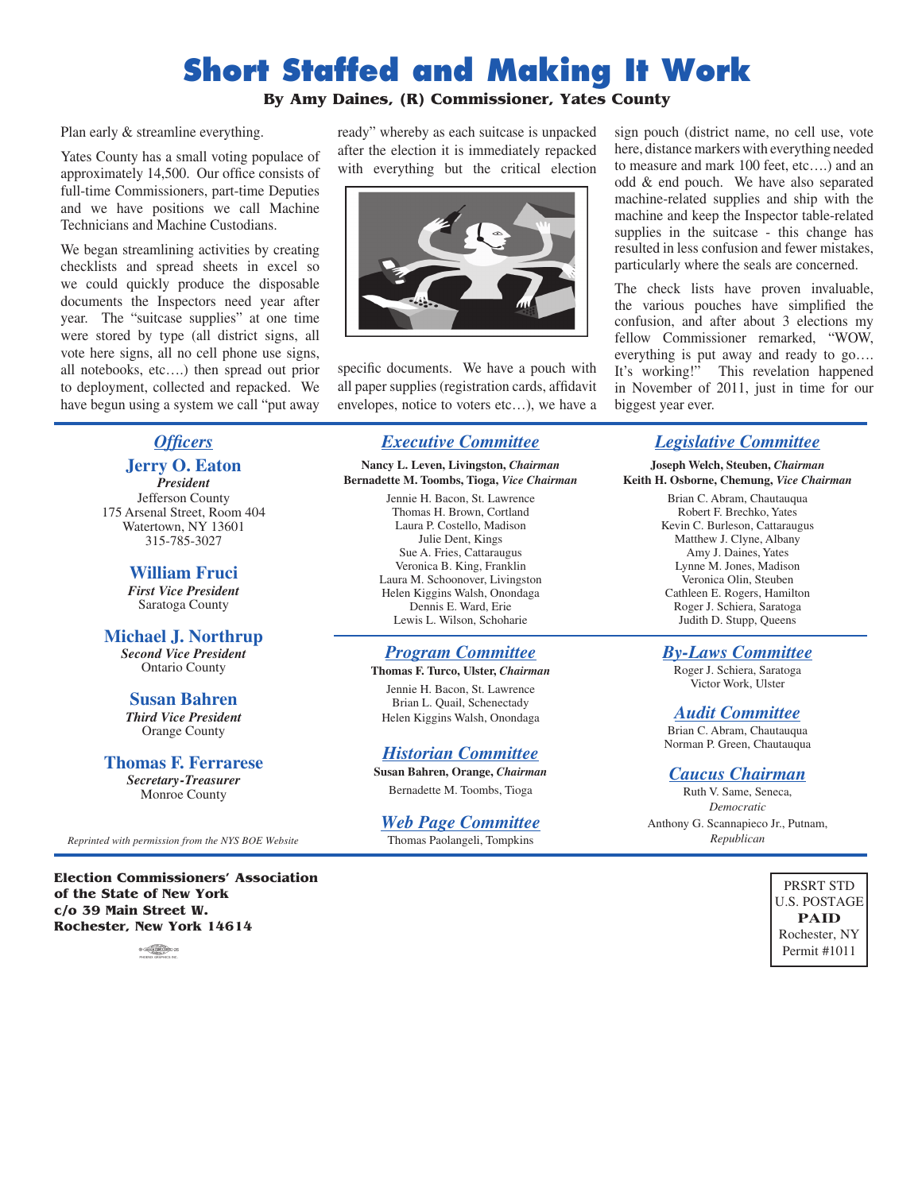# Short Staffed and Making It Work

**By Amy Daines, (R) Commissioner, Yates County**

Plan early & streamline everything.

Yates County has a small voting populace of approximately 14,500. Our office consists of full-time Commissioners, part-time Deputies and we have positions we call Machine Technicians and Machine Custodians.

We began streamlining activities by creating checklists and spread sheets in excel so we could quickly produce the disposable documents the Inspectors need year after year. The "suitcase supplies" at one time were stored by type (all district signs, all vote here signs, all no cell phone use signs, all notebooks, etc….) then spread out prior to deployment, collected and repacked. We have begun using a system we call "put away ready" whereby as each suitcase is unpacked after the election it is immediately repacked with everything but the critical election specific documents. We have a pouch with all paper supplies (registration cards, affidavit envelopes, notice to voters etc…), we have a sign pouch (district name, no cell use, vote here, distance markers with everything needed to measure and mark 100 feet, etc….) and an odd & end pouch. We have also separated machine-related supplies and ship with the machine and keep the Inspector table-related supplies in the suitcase - this change has resulted in less confusion and fewer mistakes, particularly where the seals are concerned.

The check lists have proven invaluable, the various pouches have simplified the confusion, and after about 3 elections my fellow Commissioner remarked, "WOW, everything is put away and ready to go…. It's working!" This revelation happened in November of 2011, just in time for our biggest year ever.

## Officers

**Jerry O. Eaton**
*President*
Jefferson County
175 Arsenal Street, Room 404
Watertown, NY 13601
315-785-3027

**William Fruci**
*First Vice President*
Saratoga County

**Michael J. Northrup**
*Second Vice President*
Ontario County

**Susan Bahren**
*Third Vice President*
Orange County

**Thomas F. Ferrarese**
*Secretary-Treasurer*
Monroe County

*Reprinted with permission from the NYS BOE Website*

## Executive Committee

**Nancy L. Leven, Livingston, *Chairman***
**Bernadette M. Toombs, Tioga, *Vice Chairman***

Jennie H. Bacon, St. Lawrence
Thomas H. Brown, Cortland
Laura P. Costello, Madison
Julie Dent, Kings
Sue A. Fries, Cattaraugus
Veronica B. King, Franklin
Laura M. Schoonover, Livingston
Helen Kiggins Walsh, Onondaga
Dennis E. Ward, Erie
Lewis L. Wilson, Schoharie

## Program Committee

**Thomas F. Turco, Ulster, *Chairman***

Jennie H. Bacon, St. Lawrence
Brian L. Quail, Schenectady
Helen Kiggins Walsh, Onondaga

## Historian Committee

**Susan Bahren, Orange, *Chairman***

Bernadette M. Toombs, Tioga

## Web Page Committee

Thomas Paolangeli, Tompkins

## Legislative Committee

**Joseph Welch, Steuben, *Chairman***
**Keith H. Osborne, Chemung, *Vice Chairman***

Brian C. Abram, Chautauqua
Robert F. Brechko, Yates
Kevin C. Burleson, Cattaraugus
Matthew J. Clyne, Albany
Amy J. Daines, Yates
Lynne M. Jones, Madison
Veronica Olin, Steuben
Cathleen E. Rogers, Hamilton
Roger J. Schiera, Saratoga
Judith D. Stupp, Queens

## By-Laws Committee

Roger J. Schiera, Saratoga
Victor Work, Ulster

## Audit Committee

Brian C. Abram, Chautauqua
Norman P. Green, Chautauqua

## Caucus Chairman

Ruth V. Same, Seneca,
*Democratic*
Anthony G. Scannapieco Jr., Putnam,
*Republican*

**Election Commissioners' Association of the State of New York**
**c/o 39 Main Street W.**
**Rochester, New York 14614**

PRSRT STD
U.S. POSTAGE
**PAID**
Rochester, NY
Permit #1011